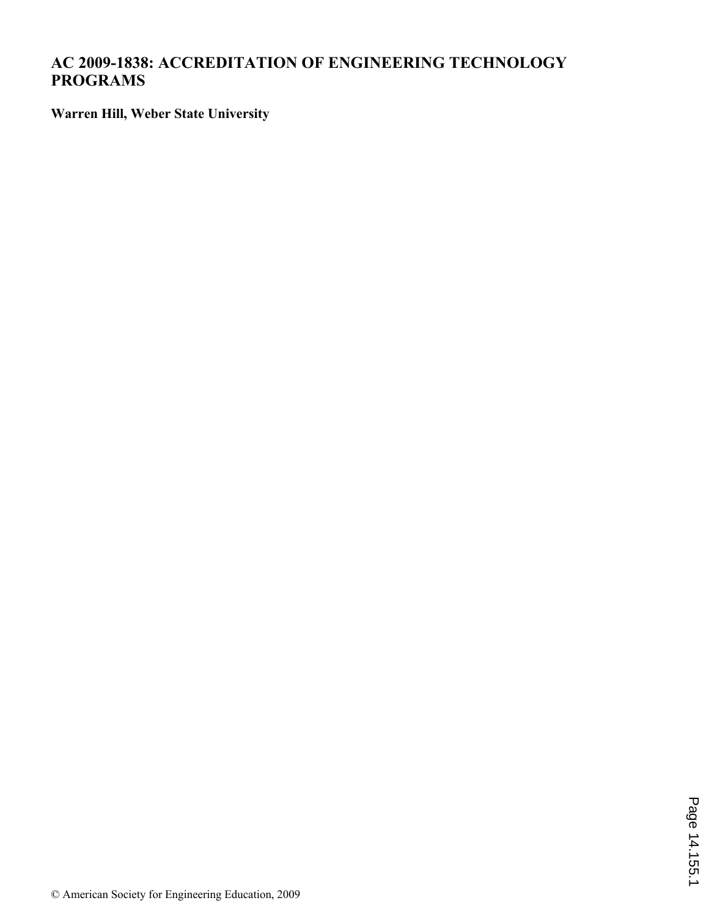# AC 2009-1838: ACCREDITATION OF ENGINEERING TECHNOLOGY PROGRAMS

**Warren Hill, Weber State University**

© American Society for Engineering Education, 2009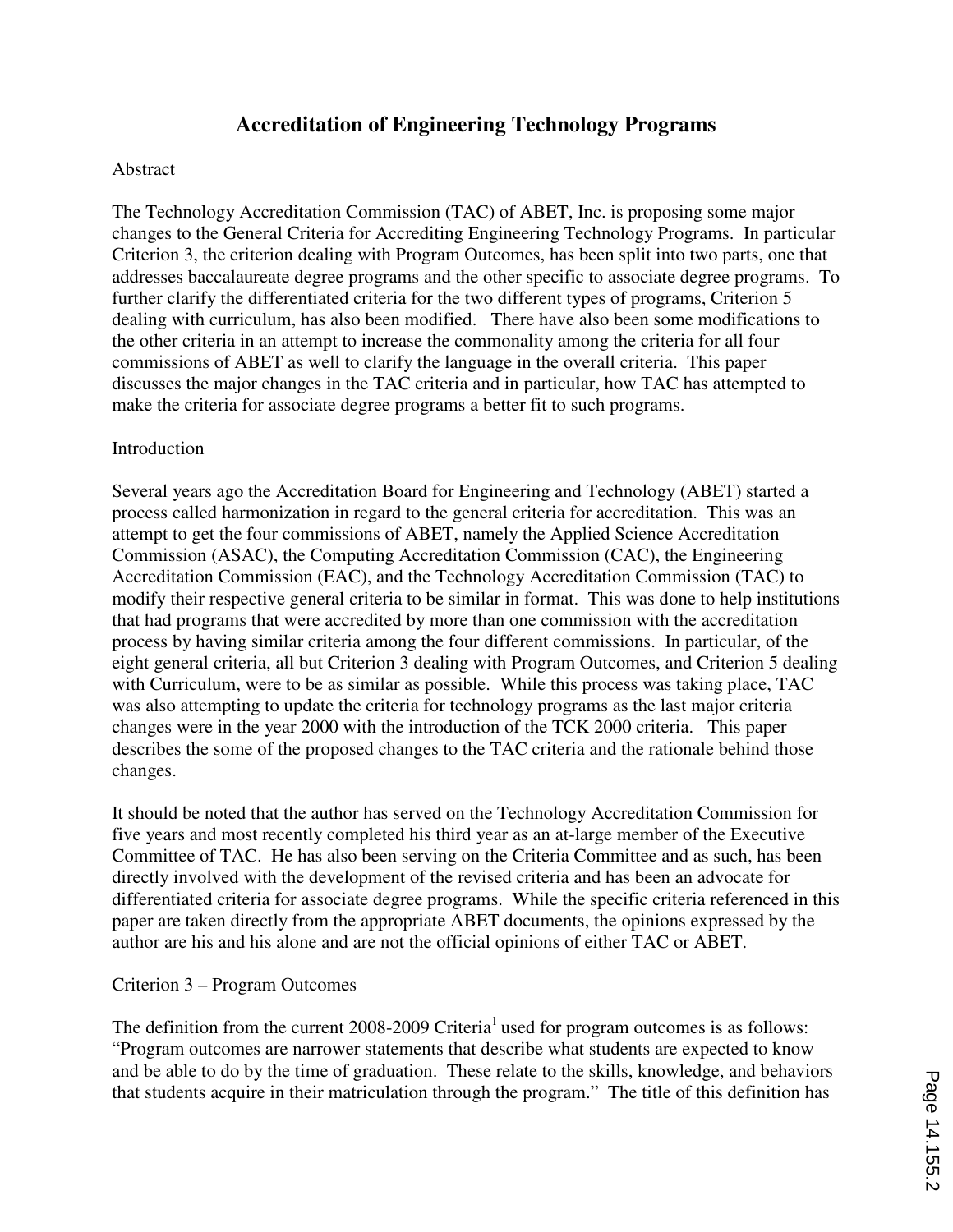# Accreditation of Engineering Technology Programs

Abstract

The Technology Accreditation Commission (TAC) of ABET, Inc. is proposing some major changes to the General Criteria for Accrediting Engineering Technology Programs. In particular Criterion 3, the criterion dealing with Program Outcomes, has been split into two parts, one that addresses baccalaureate degree programs and the other specific to associate degree programs. To further clarify the differentiated criteria for the two different types of programs, Criterion 5 dealing with curriculum, has also been modified. There have also been some modifications to the other criteria in an attempt to increase the commonality among the criteria for all four commissions of ABET as well to clarify the language in the overall criteria. This paper discusses the major changes in the TAC criteria and in particular, how TAC has attempted to make the criteria for associate degree programs a better fit to such programs.

Introduction

Several years ago the Accreditation Board for Engineering and Technology (ABET) started a process called harmonization in regard to the general criteria for accreditation. This was an attempt to get the four commissions of ABET, namely the Applied Science Accreditation Commission (ASAC), the Computing Accreditation Commission (CAC), the Engineering Accreditation Commission (EAC), and the Technology Accreditation Commission (TAC) to modify their respective general criteria to be similar in format. This was done to help institutions that had programs that were accredited by more than one commission with the accreditation process by having similar criteria among the four different commissions. In particular, of the eight general criteria, all but Criterion 3 dealing with Program Outcomes, and Criterion 5 dealing with Curriculum, were to be as similar as possible. While this process was taking place, TAC was also attempting to update the criteria for technology programs as the last major criteria changes were in the year 2000 with the introduction of the TCK 2000 criteria. This paper describes the some of the proposed changes to the TAC criteria and the rationale behind those changes.

It should be noted that the author has served on the Technology Accreditation Commission for five years and most recently completed his third year as an at-large member of the Executive Committee of TAC. He has also been serving on the Criteria Committee and as such, has been directly involved with the development of the revised criteria and has been an advocate for differentiated criteria for associate degree programs. While the specific criteria referenced in this paper are taken directly from the appropriate ABET documents, the opinions expressed by the author are his and his alone and are not the official opinions of either TAC or ABET.

Criterion 3 – Program Outcomes

The definition from the current 2008-2009 Criteria[1] used for program outcomes is as follows: "Program outcomes are narrower statements that describe what students are expected to know and be able to do by the time of graduation. These relate to the skills, knowledge, and behaviors that students acquire in their matriculation through the program." The title of this definition has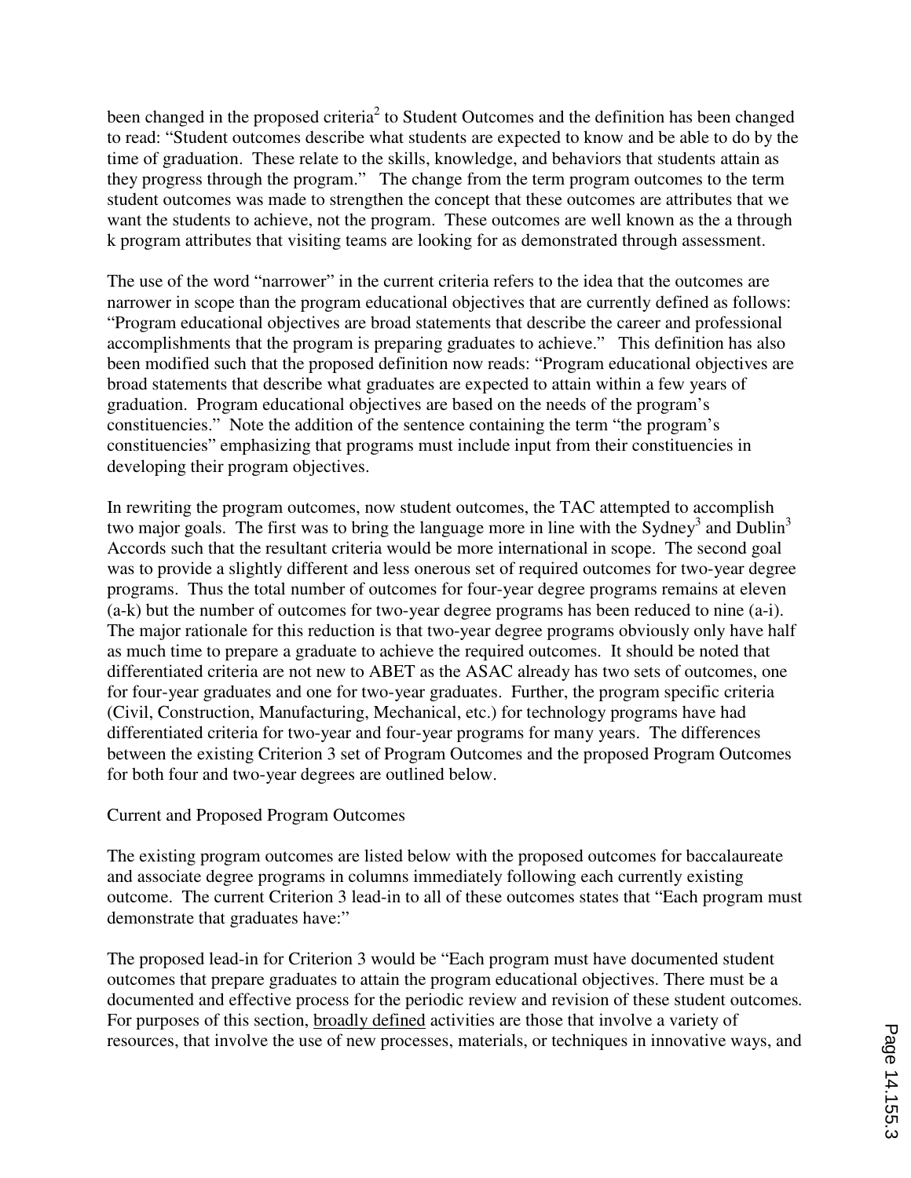been changed in the proposed criteria[2] to Student Outcomes and the definition has been changed to read: "Student outcomes describe what students are expected to know and be able to do by the time of graduation. These relate to the skills, knowledge, and behaviors that students attain as they progress through the program." The change from the term program outcomes to the term student outcomes was made to strengthen the concept that these outcomes are attributes that we want the students to achieve, not the program. These outcomes are well known as the a through k program attributes that visiting teams are looking for as demonstrated through assessment.

The use of the word "narrower" in the current criteria refers to the idea that the outcomes are narrower in scope than the program educational objectives that are currently defined as follows: "Program educational objectives are broad statements that describe the career and professional accomplishments that the program is preparing graduates to achieve." This definition has also been modified such that the proposed definition now reads: "Program educational objectives are broad statements that describe what graduates are expected to attain within a few years of graduation. Program educational objectives are based on the needs of the program's constituencies." Note the addition of the sentence containing the term "the program's constituencies" emphasizing that programs must include input from their constituencies in developing their program objectives.

In rewriting the program outcomes, now student outcomes, the TAC attempted to accomplish two major goals. The first was to bring the language more in line with the Sydney[3] and Dublin[3] Accords such that the resultant criteria would be more international in scope. The second goal was to provide a slightly different and less onerous set of required outcomes for two-year degree programs. Thus the total number of outcomes for four-year degree programs remains at eleven (a-k) but the number of outcomes for two-year degree programs has been reduced to nine (a-i). The major rationale for this reduction is that two-year degree programs obviously only have half as much time to prepare a graduate to achieve the required outcomes. It should be noted that differentiated criteria are not new to ABET as the ASAC already has two sets of outcomes, one for four-year graduates and one for two-year graduates. Further, the program specific criteria (Civil, Construction, Manufacturing, Mechanical, etc.) for technology programs have had differentiated criteria for two-year and four-year programs for many years. The differences between the existing Criterion 3 set of Program Outcomes and the proposed Program Outcomes for both four and two-year degrees are outlined below.

Current and Proposed Program Outcomes

The existing program outcomes are listed below with the proposed outcomes for baccalaureate and associate degree programs in columns immediately following each currently existing outcome. The current Criterion 3 lead-in to all of these outcomes states that "Each program must demonstrate that graduates have:"

The proposed lead-in for Criterion 3 would be "Each program must have documented student outcomes that prepare graduates to attain the program educational objectives. There must be a documented and effective process for the periodic review and revision of these student outcomes. For purposes of this section, <u>broadly defined</u> activities are those that involve a variety of resources, that involve the use of new processes, materials, or techniques in innovative ways, and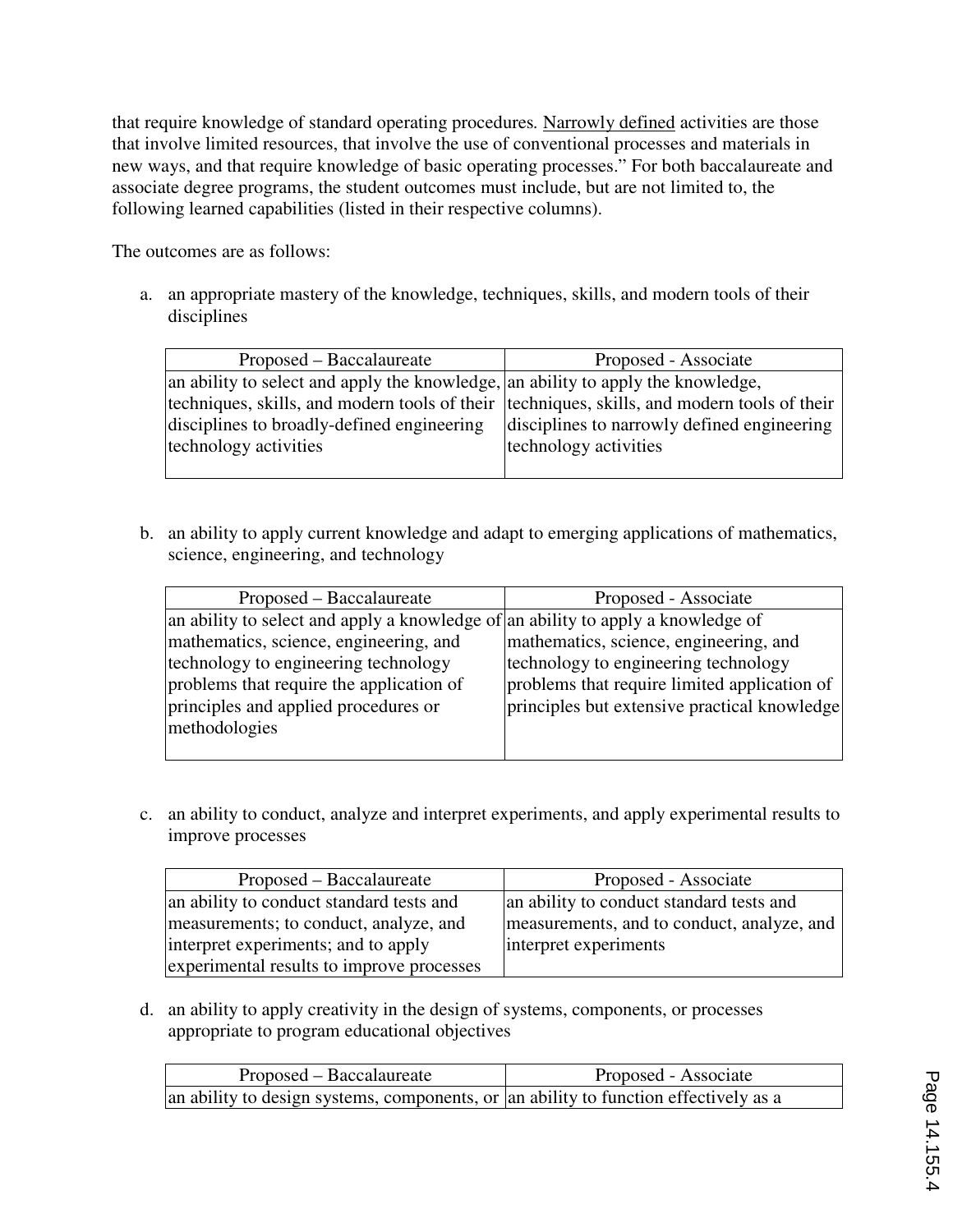that require knowledge of standard operating procedures. Narrowly defined activities are those that involve limited resources, that involve the use of conventional processes and materials in new ways, and that require knowledge of basic operating processes." For both baccalaureate and associate degree programs, the student outcomes must include, but are not limited to, the following learned capabilities (listed in their respective columns).

The outcomes are as follows:

a. an appropriate mastery of the knowledge, techniques, skills, and modern tools of their disciplines

| Proposed – Baccalaureate | Proposed - Associate |
|---|---|
| an ability to select and apply the knowledge, techniques, skills, and modern tools of their disciplines to broadly-defined engineering technology activities | an ability to apply the knowledge, techniques, skills, and modern tools of their disciplines to narrowly defined engineering technology activities |

b. an ability to apply current knowledge and adapt to emerging applications of mathematics, science, engineering, and technology

| Proposed – Baccalaureate | Proposed - Associate |
|---|---|
| an ability to select and apply a knowledge of mathematics, science, engineering, and technology to engineering technology problems that require the application of principles and applied procedures or methodologies | an ability to apply a knowledge of mathematics, science, engineering, and technology to engineering technology problems that require limited application of principles but extensive practical knowledge |

c. an ability to conduct, analyze and interpret experiments, and apply experimental results to improve processes

| Proposed – Baccalaureate | Proposed - Associate |
|---|---|
| an ability to conduct standard tests and measurements; to conduct, analyze, and interpret experiments; and to apply experimental results to improve processes | an ability to conduct standard tests and measurements, and to conduct, analyze, and interpret experiments |

d. an ability to apply creativity in the design of systems, components, or processes appropriate to program educational objectives

| Proposed – Baccalaureate | Proposed - Associate |
|---|---|
| an ability to design systems, components, or | an ability to function effectively as a |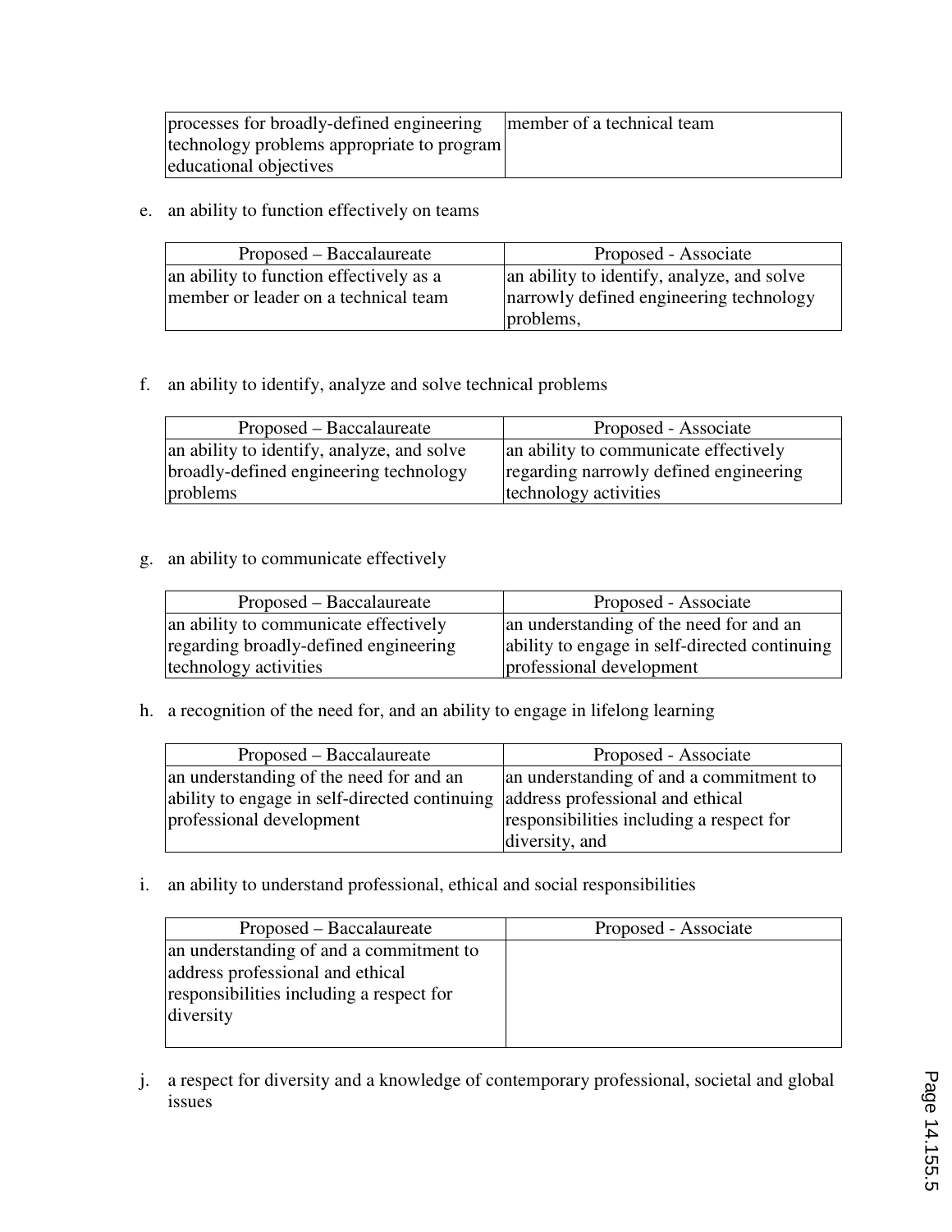| | |
|---|---|
| processes for broadly-defined engineering technology problems appropriate to program educational objectives | member of a technical team |

e. an ability to function effectively on teams

| Proposed – Baccalaureate | Proposed - Associate |
|---|---|
| an ability to function effectively as a member or leader on a technical team | an ability to identify, analyze, and solve narrowly defined engineering technology problems, |

f. an ability to identify, analyze and solve technical problems

| Proposed – Baccalaureate | Proposed - Associate |
|---|---|
| an ability to identify, analyze, and solve broadly-defined engineering technology problems | an ability to communicate effectively regarding narrowly defined engineering technology activities |

g. an ability to communicate effectively

| Proposed – Baccalaureate | Proposed - Associate |
|---|---|
| an ability to communicate effectively regarding broadly-defined engineering technology activities | an understanding of the need for and an ability to engage in self-directed continuing professional development |

h. a recognition of the need for, and an ability to engage in lifelong learning

| Proposed – Baccalaureate | Proposed - Associate |
|---|---|
| an understanding of the need for and an ability to engage in self-directed continuing professional development | an understanding of and a commitment to address professional and ethical responsibilities including a respect for diversity, and |

i. an ability to understand professional, ethical and social responsibilities

| Proposed – Baccalaureate | Proposed - Associate |
|---|---|
| an understanding of and a commitment to address professional and ethical responsibilities including a respect for diversity | |

j. a respect for diversity and a knowledge of contemporary professional, societal and global issues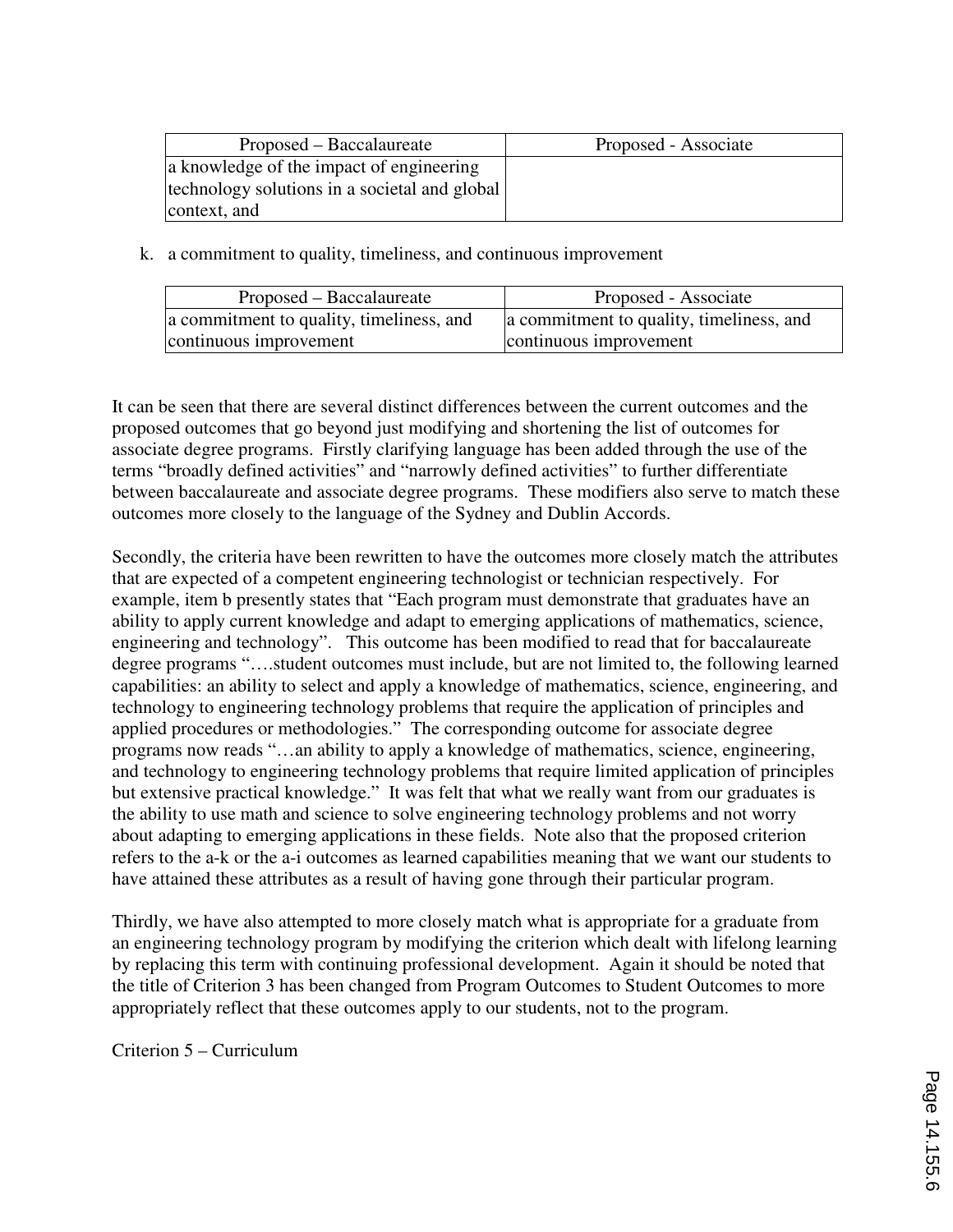| Proposed – Baccalaureate | Proposed - Associate |
| --- | --- |
| a knowledge of the impact of engineering technology solutions in a societal and global context, and | |

k. a commitment to quality, timeliness, and continuous improvement

| Proposed – Baccalaureate | Proposed - Associate |
| --- | --- |
| a commitment to quality, timeliness, and continuous improvement | a commitment to quality, timeliness, and continuous improvement |

It can be seen that there are several distinct differences between the current outcomes and the proposed outcomes that go beyond just modifying and shortening the list of outcomes for associate degree programs. Firstly clarifying language has been added through the use of the terms "broadly defined activities" and "narrowly defined activities" to further differentiate between baccalaureate and associate degree programs. These modifiers also serve to match these outcomes more closely to the language of the Sydney and Dublin Accords.

Secondly, the criteria have been rewritten to have the outcomes more closely match the attributes that are expected of a competent engineering technologist or technician respectively. For example, item b presently states that "Each program must demonstrate that graduates have an ability to apply current knowledge and adapt to emerging applications of mathematics, science, engineering and technology". This outcome has been modified to read that for baccalaureate degree programs "….student outcomes must include, but are not limited to, the following learned capabilities: an ability to select and apply a knowledge of mathematics, science, engineering, and technology to engineering technology problems that require the application of principles and applied procedures or methodologies." The corresponding outcome for associate degree programs now reads "…an ability to apply a knowledge of mathematics, science, engineering, and technology to engineering technology problems that require limited application of principles but extensive practical knowledge." It was felt that what we really want from our graduates is the ability to use math and science to solve engineering technology problems and not worry about adapting to emerging applications in these fields. Note also that the proposed criterion refers to the a-k or the a-i outcomes as learned capabilities meaning that we want our students to have attained these attributes as a result of having gone through their particular program.

Thirdly, we have also attempted to more closely match what is appropriate for a graduate from an engineering technology program by modifying the criterion which dealt with lifelong learning by replacing this term with continuing professional development. Again it should be noted that the title of Criterion 3 has been changed from Program Outcomes to Student Outcomes to more appropriately reflect that these outcomes apply to our students, not to the program.

Criterion 5 – Curriculum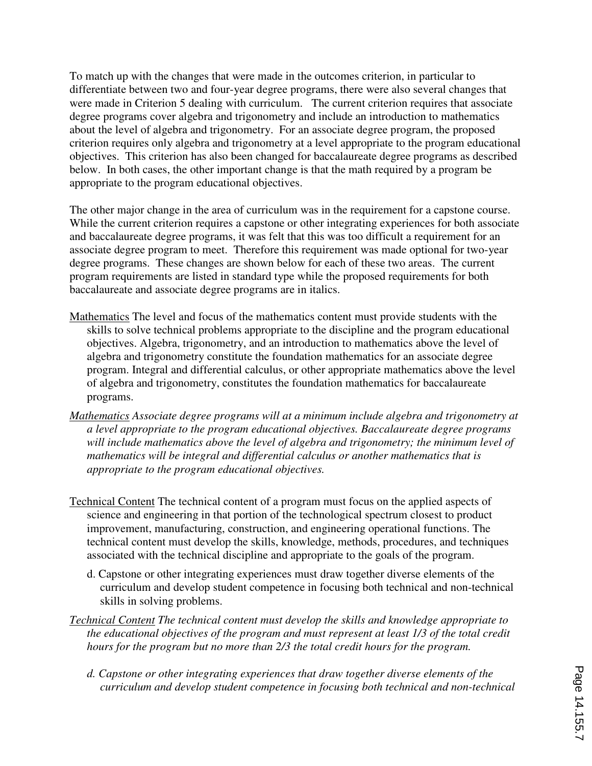To match up with the changes that were made in the outcomes criterion, in particular to differentiate between two and four-year degree programs, there were also several changes that were made in Criterion 5 dealing with curriculum. The current criterion requires that associate degree programs cover algebra and trigonometry and include an introduction to mathematics about the level of algebra and trigonometry. For an associate degree program, the proposed criterion requires only algebra and trigonometry at a level appropriate to the program educational objectives. This criterion has also been changed for baccalaureate degree programs as described below. In both cases, the other important change is that the math required by a program be appropriate to the program educational objectives.

The other major change in the area of curriculum was in the requirement for a capstone course. While the current criterion requires a capstone or other integrating experiences for both associate and baccalaureate degree programs, it was felt that this was too difficult a requirement for an associate degree program to meet. Therefore this requirement was made optional for two-year degree programs. These changes are shown below for each of these two areas. The current program requirements are listed in standard type while the proposed requirements for both baccalaureate and associate degree programs are in italics.

<u>Mathematics</u> The level and focus of the mathematics content must provide students with the skills to solve technical problems appropriate to the discipline and the program educational objectives. Algebra, trigonometry, and an introduction to mathematics above the level of algebra and trigonometry constitute the foundation mathematics for an associate degree program. Integral and differential calculus, or other appropriate mathematics above the level of algebra and trigonometry, constitutes the foundation mathematics for baccalaureate programs.

*<u>Mathematics</u> Associate degree programs will at a minimum include algebra and trigonometry at a level appropriate to the program educational objectives. Baccalaureate degree programs will include mathematics above the level of algebra and trigonometry; the minimum level of mathematics will be integral and differential calculus or another mathematics that is appropriate to the program educational objectives.*

<u>Technical Content</u> The technical content of a program must focus on the applied aspects of science and engineering in that portion of the technological spectrum closest to product improvement, manufacturing, construction, and engineering operational functions. The technical content must develop the skills, knowledge, methods, procedures, and techniques associated with the technical discipline and appropriate to the goals of the program.

d. Capstone or other integrating experiences must draw together diverse elements of the curriculum and develop student competence in focusing both technical and non-technical skills in solving problems.

*<u>Technical Content</u> The technical content must develop the skills and knowledge appropriate to the educational objectives of the program and must represent at least 1/3 of the total credit hours for the program but no more than 2/3 the total credit hours for the program.*

*d. Capstone or other integrating experiences that draw together diverse elements of the curriculum and develop student competence in focusing both technical and non-technical*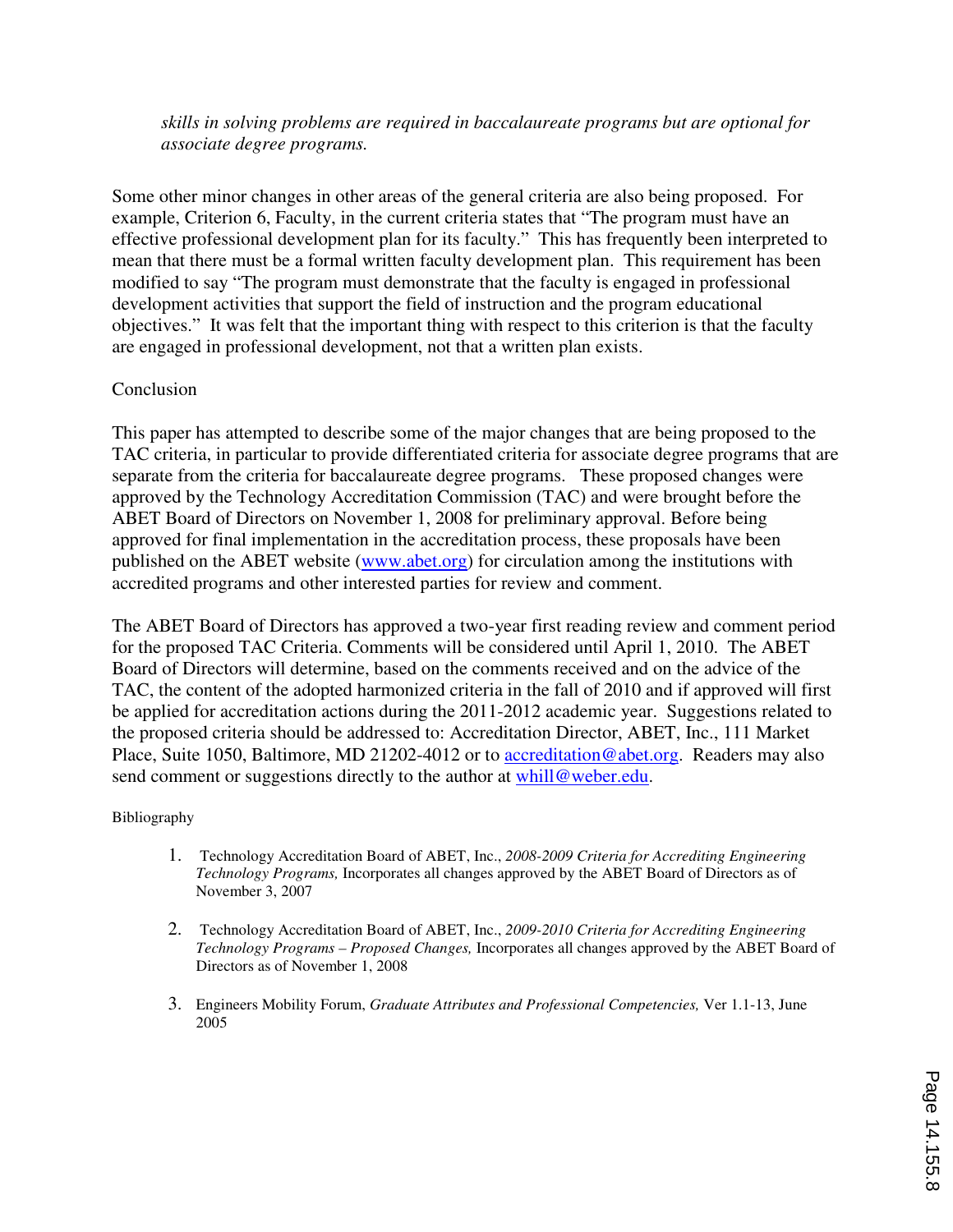*skills in solving problems are required in baccalaureate programs but are optional for associate degree programs.*

Some other minor changes in other areas of the general criteria are also being proposed. For example, Criterion 6, Faculty, in the current criteria states that "The program must have an effective professional development plan for its faculty." This has frequently been interpreted to mean that there must be a formal written faculty development plan. This requirement has been modified to say "The program must demonstrate that the faculty is engaged in professional development activities that support the field of instruction and the program educational objectives." It was felt that the important thing with respect to this criterion is that the faculty are engaged in professional development, not that a written plan exists.

## Conclusion

This paper has attempted to describe some of the major changes that are being proposed to the TAC criteria, in particular to provide differentiated criteria for associate degree programs that are separate from the criteria for baccalaureate degree programs. These proposed changes were approved by the Technology Accreditation Commission (TAC) and were brought before the ABET Board of Directors on November 1, 2008 for preliminary approval. Before being approved for final implementation in the accreditation process, these proposals have been published on the ABET website (www.abet.org) for circulation among the institutions with accredited programs and other interested parties for review and comment.

The ABET Board of Directors has approved a two-year first reading review and comment period for the proposed TAC Criteria. Comments will be considered until April 1, 2010. The ABET Board of Directors will determine, based on the comments received and on the advice of the TAC, the content of the adopted harmonized criteria in the fall of 2010 and if approved will first be applied for accreditation actions during the 2011-2012 academic year. Suggestions related to the proposed criteria should be addressed to: Accreditation Director, ABET, Inc., 111 Market Place, Suite 1050, Baltimore, MD 21202-4012 or to accreditation@abet.org. Readers may also send comment or suggestions directly to the author at whill@weber.edu.

## Bibliography

1. Technology Accreditation Board of ABET, Inc., *2008-2009 Criteria for Accrediting Engineering Technology Programs,* Incorporates all changes approved by the ABET Board of Directors as of November 3, 2007
2. Technology Accreditation Board of ABET, Inc., *2009-2010 Criteria for Accrediting Engineering Technology Programs – Proposed Changes,* Incorporates all changes approved by the ABET Board of Directors as of November 1, 2008
3. Engineers Mobility Forum, *Graduate Attributes and Professional Competencies,* Ver 1.1-13, June 2005